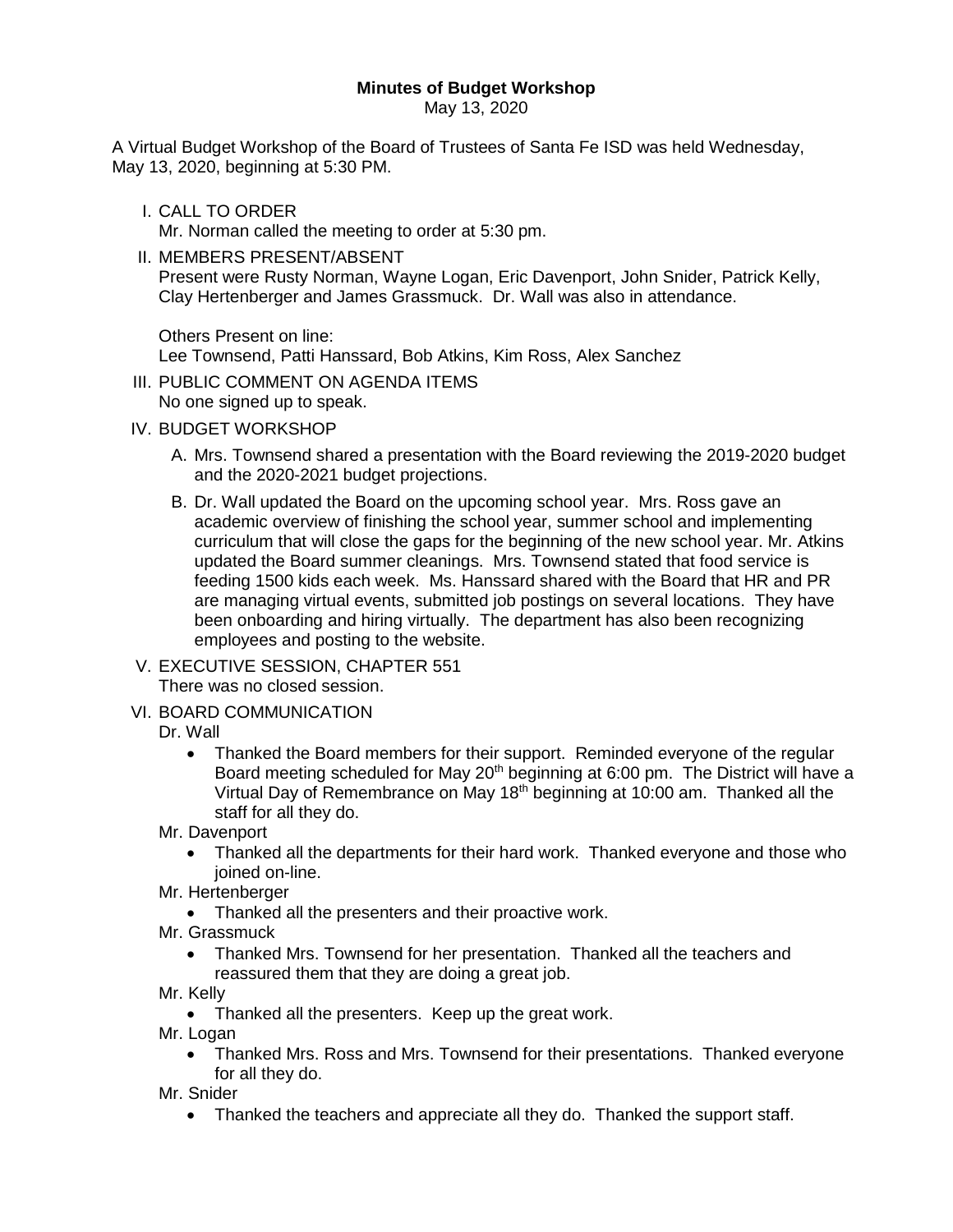**Minutes of Budget Workshop**

May 13, 2020

A Virtual Budget Workshop of the Board of Trustees of Santa Fe ISD was held Wednesday, May 13, 2020, beginning at 5:30 PM.

I. CALL TO ORDER
   Mr. Norman called the meeting to order at 5:30 pm.

II. MEMBERS PRESENT/ABSENT
   Present were Rusty Norman, Wayne Logan, Eric Davenport, John Snider, Patrick Kelly, Clay Hertenberger and James Grassmuck. Dr. Wall was also in attendance.

   Others Present on line:
   Lee Townsend, Patti Hanssard, Bob Atkins, Kim Ross, Alex Sanchez

III. PUBLIC COMMENT ON AGENDA ITEMS
   No one signed up to speak.

IV. BUDGET WORKSHOP
   A. Mrs. Townsend shared a presentation with the Board reviewing the 2019-2020 budget and the 2020-2021 budget projections.
   B. Dr. Wall updated the Board on the upcoming school year. Mrs. Ross gave an academic overview of finishing the school year, summer school and implementing curriculum that will close the gaps for the beginning of the new school year. Mr. Atkins updated the Board summer cleanings. Mrs. Townsend stated that food service is feeding 1500 kids each week. Ms. Hanssard shared with the Board that HR and PR are managing virtual events, submitted job postings on several locations. They have been onboarding and hiring virtually. The department has also been recognizing employees and posting to the website.

V. EXECUTIVE SESSION, CHAPTER 551
   There was no closed session.

VI. BOARD COMMUNICATION
   Dr. Wall
   - Thanked the Board members for their support. Reminded everyone of the regular Board meeting scheduled for May 20th beginning at 6:00 pm. The District will have a Virtual Day of Remembrance on May 18th beginning at 10:00 am. Thanked all the staff for all they do.

   Mr. Davenport
   - Thanked all the departments for their hard work. Thanked everyone and those who joined on-line.

   Mr. Hertenberger
   - Thanked all the presenters and their proactive work.

   Mr. Grassmuck
   - Thanked Mrs. Townsend for her presentation. Thanked all the teachers and reassured them that they are doing a great job.

   Mr. Kelly
   - Thanked all the presenters. Keep up the great work.

   Mr. Logan
   - Thanked Mrs. Ross and Mrs. Townsend for their presentations. Thanked everyone for all they do.

   Mr. Snider
   - Thanked the teachers and appreciate all they do. Thanked the support staff.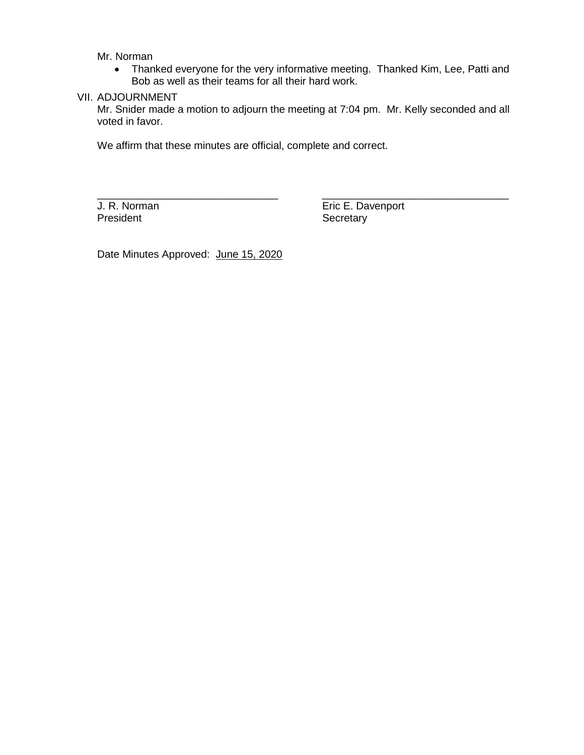Mr. Norman

- Thanked everyone for the very informative meeting. Thanked Kim, Lee, Patti and Bob as well as their teams for all their hard work.

VII. ADJOURNMENT

Mr. Snider made a motion to adjourn the meeting at 7:04 pm. Mr. Kelly seconded and all voted in favor.

We affirm that these minutes are official, complete and correct.

| | |
|---|---|
| ______________________________ | ______________________________ |
| J. R. Norman | Eric E. Davenport |
| President | Secretary |

Date Minutes Approved: June 15, 2020